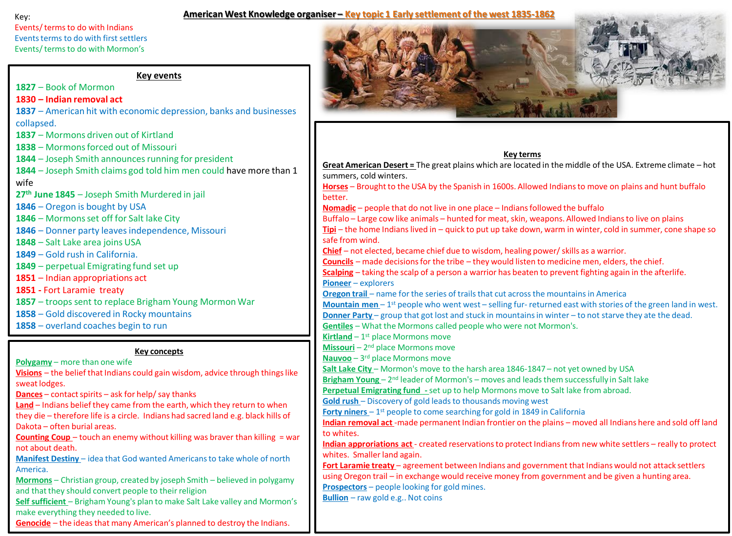Key:
Events/ terms to do with Indians
Events terms to do with first settlers
Events/ terms to do with Mormon's

# American West Knowledge organiser – Key topic 1 Early settlement of the west 1835-1862

## Key events

- **1827** – Book of Mormon
- **1830 – Indian removal act**
- **1837** – American hit with economic depression, banks and businesses collapsed.
- **1837** – Mormons driven out of Kirtland
- **1838** – Mormons forced out of Missouri
- **1844** – Joseph Smith announces running for president
- **1844** – Joseph Smith claims god told him men could have more than 1 wife
- **27th June 1845** – Joseph Smith Murdered in jail
- **1846** – Oregon is bought by USA
- **1846** – Mormons set off for Salt lake City
- **1846** – Donner party leaves independence, Missouri
- **1848** – Salt Lake area joins USA
- **1849** – Gold rush in California.
- **1849** – perpetual Emigrating fund set up
- **1851** – Indian appropriations act
- **1851** - Fort Laramie treaty
- **1857** – troops sent to replace Brigham Young Mormon War
- **1858** – Gold discovered in Rocky mountains
- **1858** – overland coaches begin to run

## Key concepts

**Polygamy** – more than one wife

**Visions** – the belief that Indians could gain wisdom, advice through things like sweat lodges.

**Dances** – contact spirits – ask for help/ say thanks

**Land** – Indians belief they came from the earth, which they return to when they die – therefore life is a circle. Indians had sacred land e.g. black hills of Dakota – often burial areas.

**Counting Coup** – touch an enemy without killing was braver than killing = war not about death.

**Manifest Destiny** – idea that God wanted Americans to take whole of north America.

**Mormons** – Christian group, created by joseph Smith – believed in polygamy and that they should convert people to their religion

**Self sufficient** – Brigham Young's plan to make Salt Lake valley and Mormon's make everything they needed to live.

**Genocide** – the ideas that many American's planned to destroy the Indians.

## Key terms

**Great American Desert =** The great plains which are located in the middle of the USA. Extreme climate – hot summers, cold winters.

**Horses** – Brought to the USA by the Spanish in 1600s. Allowed Indians to move on plains and hunt buffalo better.

**Nomadic** – people that do not live in one place – Indians followed the buffalo

Buffalo – Large cow like animals – hunted for meat, skin, weapons. Allowed Indians to live on plains

**Tipi** – the home Indians lived in – quick to put up take down, warm in winter, cold in summer, cone shape so safe from wind.

**Chief** – not elected, became chief due to wisdom, healing power/ skills as a warrior.

**Councils** – made decisions for the tribe – they would listen to medicine men, elders, the chief.

**Scalping** – taking the scalp of a person a warrior has beaten to prevent fighting again in the afterlife.

**Pioneer** – explorers

**Oregon trail** – name for the series of trails that cut across the mountains in America

**Mountain men** – 1st people who went west – selling fur- returned east with stories of the green land in west.

**Donner Party** – group that got lost and stuck in mountains in winter – to not starve they ate the dead.

**Gentiles** – What the Mormons called people who were not Mormon's.

**Kirtland** – 1st place Mormons move

**Missouri** – 2nd place Mormons move

**Nauvoo** – 3rd place Mormons move

**Salt Lake City** – Mormon's move to the harsh area 1846-1847 – not yet owned by USA

**Brigham Young** – 2nd leader of Mormon's – moves and leads them successfully in Salt lake

**Perpetual Emigrating fund** - set up to help Mormons move to Salt lake from abroad.

**Gold rush** – Discovery of gold leads to thousands moving west

**Forty niners** – 1st people to come searching for gold in 1849 in California

**Indian removal act** -made permanent Indian frontier on the plains – moved all Indians here and sold off land to whites.

**Indian appriations act** - created reservations to protect Indians from new white settlers – really to protect whites. Smaller land again.

**Fort Laramie treaty** – agreement between Indians and government that Indians would not attack settlers using Oregon trail – in exchange would receive money from government and be given a hunting area.

**Prospectors** – people looking for gold mines.

**Bullion** – raw gold e.g.. Not coins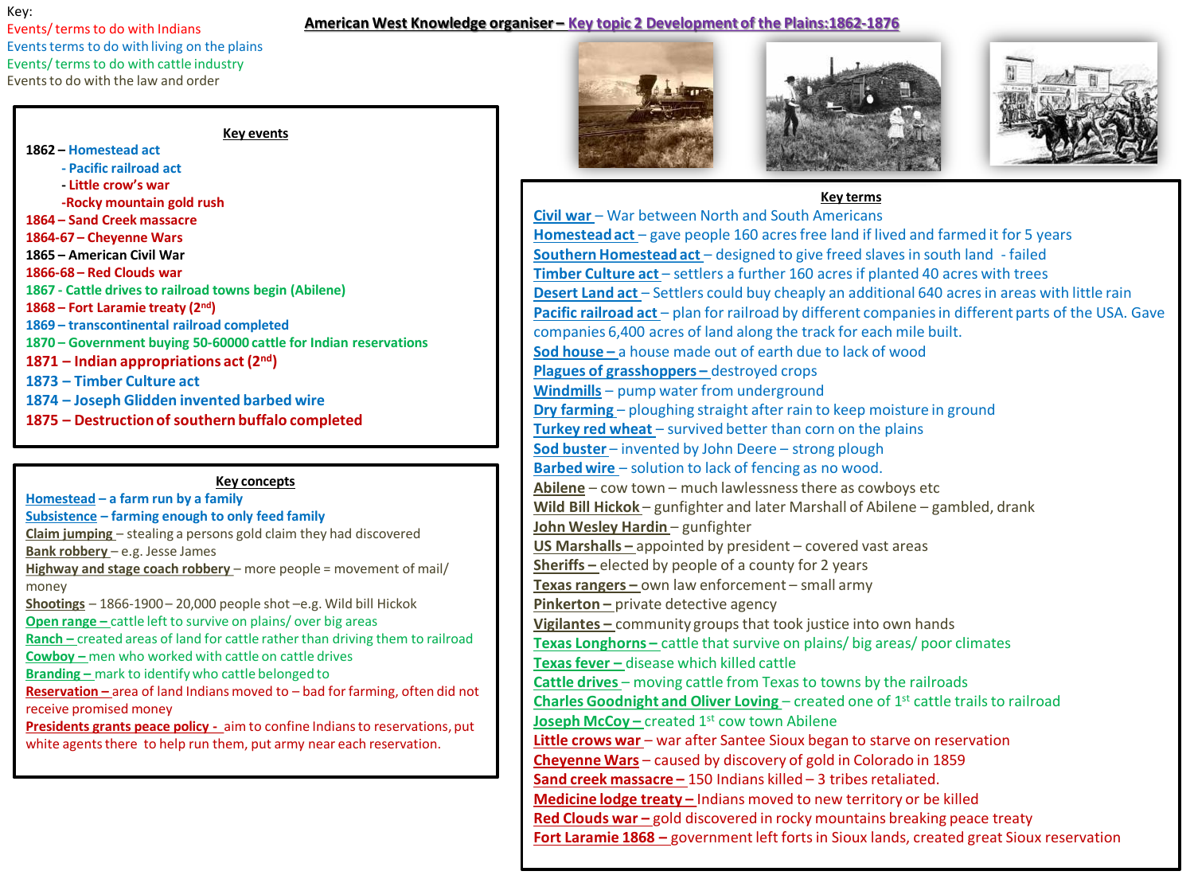Key:

Events/ terms to do with Indians

Events terms to do with living on the plains

Events/ terms to do with cattle industry

Events to do with the law and order

# American West Knowledge organiser – Key topic 2 Development of the Plains:1862-1876

## Key events

**1862 – Homestead act**

- Pacific railroad act
- Little crow's war
- Rocky mountain gold rush

**1864 – Sand Creek massacre**

**1864-67 – Cheyenne Wars**

**1865 – American Civil War**

**1866-68 – Red Clouds war**

**1867 - Cattle drives to railroad towns begin (Abilene)**

**1868 – Fort Laramie treaty (2nd)**

**1869 – transcontinental railroad completed**

**1870 – Government buying 50-60000 cattle for Indian reservations**

**1871 – Indian appropriations act (2nd)**

**1873 – Timber Culture act**

**1874 – Joseph Glidden invented barbed wire**

**1875 – Destruction of southern buffalo completed**

## Key concepts

**Homestead – a farm run by a family**

**Subsistence – farming enough to only feed family**

**Claim jumping** – stealing a persons gold claim they had discovered

**Bank robbery** – e.g. Jesse James

**Highway and stage coach robbery** – more people = movement of mail/ money

**Shootings** – 1866-1900 – 20,000 people shot –e.g. Wild bill Hickok

**Open range** – cattle left to survive on plains/ over big areas

**Ranch** – created areas of land for cattle rather than driving them to railroad

**Cowboy** – men who worked with cattle on cattle drives

**Branding** – mark to identify who cattle belonged to

**Reservation** – area of land Indians moved to – bad for farming, often did not receive promised money

**Presidents grants peace policy** - aim to confine Indians to reservations, put white agents there to help run them, put army near each reservation.

## Key terms

**Civil war** – War between North and South Americans

**Homestead act** – gave people 160 acres free land if lived and farmed it for 5 years

**Southern Homestead act** – designed to give freed slaves in south land - failed

**Timber Culture act** – settlers a further 160 acres if planted 40 acres with trees

**Desert Land act** – Settlers could buy cheaply an additional 640 acres in areas with little rain

**Pacific railroad act** – plan for railroad by different companies in different parts of the USA. Gave companies 6,400 acres of land along the track for each mile built.

**Sod house** – a house made out of earth due to lack of wood

**Plagues of grasshoppers** – destroyed crops

**Windmills** – pump water from underground

**Dry farming** – ploughing straight after rain to keep moisture in ground

**Turkey red wheat** – survived better than corn on the plains

**Sod buster** – invented by John Deere – strong plough

**Barbed wire** – solution to lack of fencing as no wood.

**Abilene** – cow town – much lawlessness there as cowboys etc

**Wild Bill Hickok** – gunfighter and later Marshall of Abilene – gambled, drank

**John Wesley Hardin** – gunfighter

**US Marshalls** – appointed by president – covered vast areas

**Sheriffs** – elected by people of a county for 2 years

**Texas rangers** – own law enforcement – small army

**Pinkerton** – private detective agency

**Vigilantes** – community groups that took justice into own hands

**Texas Longhorns** – cattle that survive on plains/ big areas/ poor climates

**Texas fever** – disease which killed cattle

**Cattle drives** – moving cattle from Texas to towns by the railroads

**Charles Goodnight and Oliver Loving** – created one of 1st cattle trails to railroad

**Joseph McCoy** – created 1st cow town Abilene

**Little crows war** – war after Santee Sioux began to starve on reservation

**Cheyenne Wars** – caused by discovery of gold in Colorado in 1859

**Sand creek massacre** – 150 Indians killed – 3 tribes retaliated.

**Medicine lodge treaty** – Indians moved to new territory or be killed

**Red Clouds war** – gold discovered in rocky mountains breaking peace treaty

**Fort Laramie 1868** – government left forts in Sioux lands, created great Sioux reservation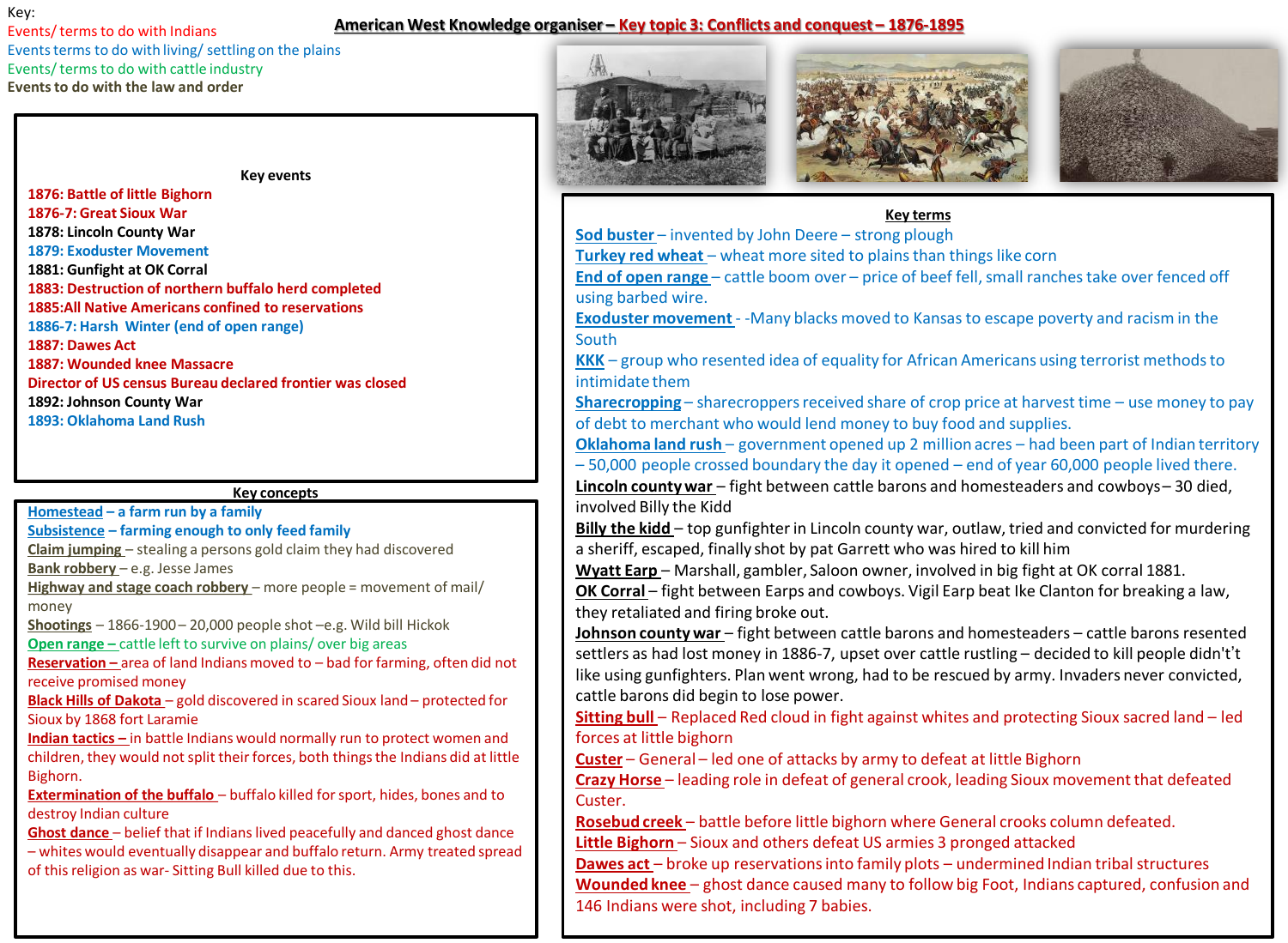Key:

Events/ terms to do with Indians

Events terms to do with living/ settling on the plains

Events/ terms to do with cattle industry

**Events to do with the law and order**

# American West Knowledge organiser – Key topic 3: Conflicts and conquest – 1876-1895

## Key events

**1876: Battle of little Bighorn**
**1876-7: Great Sioux War**
**1878: Lincoln County War**
**1879: Exoduster Movement**
**1881: Gunfight at OK Corral**
**1883: Destruction of northern buffalo herd completed**
**1885:All Native Americans confined to reservations**
**1886-7: Harsh Winter (end of open range)**
**1887: Dawes Act**
**1887: Wounded knee Massacre**
**Director of US census Bureau declared frontier was closed**
**1892: Johnson County War**
**1893: Oklahoma Land Rush**

## Key concepts

**Homestead – a farm run by a family**

**Subsistence – farming enough to only feed family**

Claim jumping – stealing a persons gold claim they had discovered

Bank robbery – e.g. Jesse James

Highway and stage coach robbery – more people = movement of mail/ money

Shootings – 1866-1900 – 20,000 people shot –e.g. Wild bill Hickok

Open range – cattle left to survive on plains/ over big areas

Reservation – area of land Indians moved to – bad for farming, often did not receive promised money

Black Hills of Dakota – gold discovered in scared Sioux land – protected for Sioux by 1868 fort Laramie

Indian tactics – in battle Indians would normally run to protect women and children, they would not split their forces, both things the Indians did at little Bighorn.

Extermination of the buffalo – buffalo killed for sport, hides, bones and to destroy Indian culture

Ghost dance – belief that if Indians lived peacefully and danced ghost dance – whites would eventually disappear and buffalo return. Army treated spread of this religion as war- Sitting Bull killed due to this.

## Key terms

Sod buster – invented by John Deere – strong plough

Turkey red wheat – wheat more sited to plains than things like corn

End of open range – cattle boom over – price of beef fell, small ranches take over fenced off using barbed wire.

Exoduster movement - -Many blacks moved to Kansas to escape poverty and racism in the South

KKK – group who resented idea of equality for African Americans using terrorist methods to intimidate them

Sharecropping – sharecroppers received share of crop price at harvest time – use money to pay of debt to merchant who would lend money to buy food and supplies.

Oklahoma land rush – government opened up 2 million acres – had been part of Indian territory – 50,000 people crossed boundary the day it opened – end of year 60,000 people lived there.

Lincoln county war – fight between cattle barons and homesteaders and cowboys – 30 died, involved Billy the Kidd

Billy the kidd – top gunfighter in Lincoln county war, outlaw, tried and convicted for murdering a sheriff, escaped, finally shot by pat Garrett who was hired to kill him

Wyatt Earp – Marshall, gambler, Saloon owner, involved in big fight at OK corral 1881.

OK Corral – fight between Earps and cowboys. Vigil Earp beat Ike Clanton for breaking a law, they retaliated and firing broke out.

Johnson county war – fight between cattle barons and homesteaders – cattle barons resented settlers as had lost money in 1886-7, upset over cattle rustling – decided to kill people didn't't like using gunfighters. Plan went wrong, had to be rescued by army. Invaders never convicted, cattle barons did begin to lose power.

Sitting bull – Replaced Red cloud in fight against whites and protecting Sioux sacred land – led forces at little bighorn

Custer – General – led one of attacks by army to defeat at little Bighorn

Crazy Horse – leading role in defeat of general crook, leading Sioux movement that defeated Custer.

Rosebud creek – battle before little bighorn where General crooks column defeated.

Little Bighorn – Sioux and others defeat US armies 3 pronged attacked

Dawes act – broke up reservations into family plots – undermined Indian tribal structures

Wounded knee – ghost dance caused many to follow big Foot, Indians captured, confusion and 146 Indians were shot, including 7 babies.